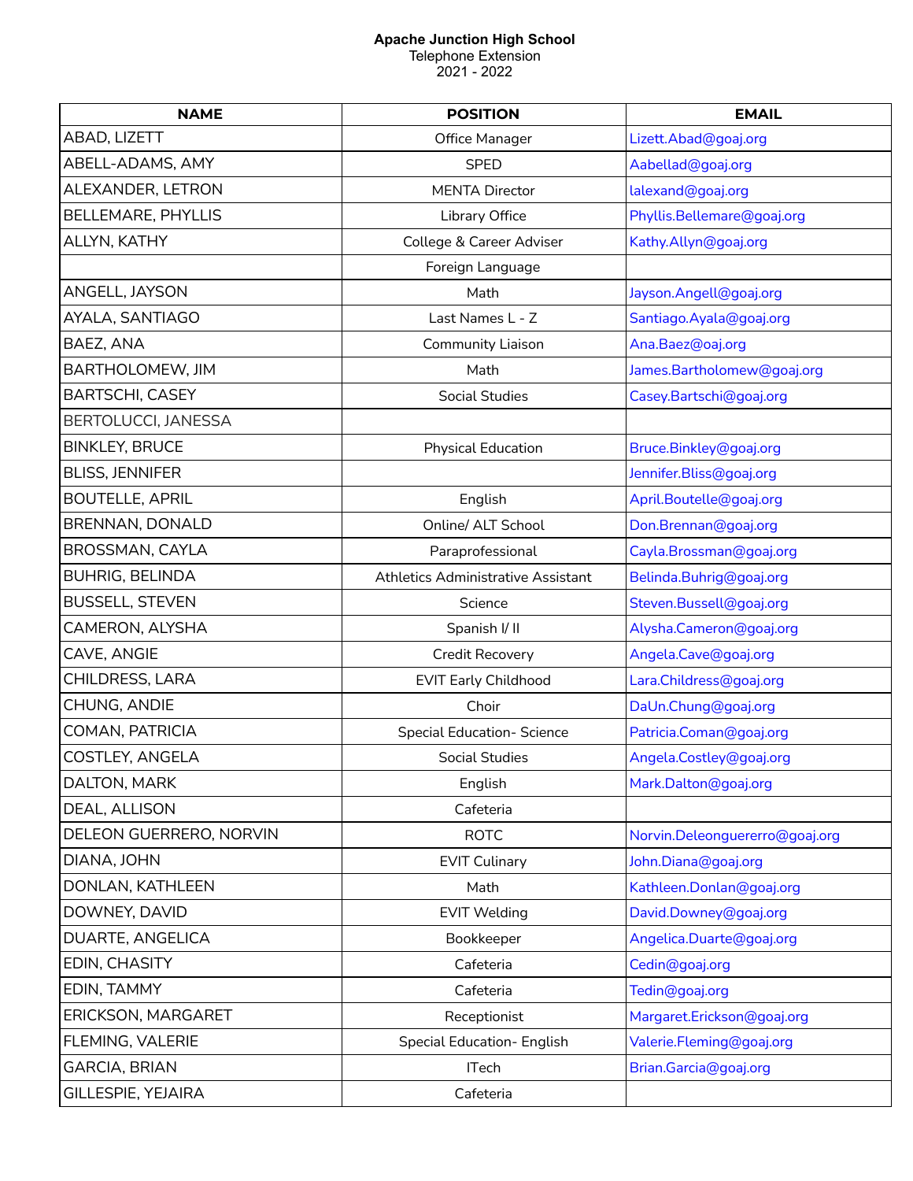**Apache Junction High School**
Telephone Extension
2021 - 2022

| NAME | POSITION | EMAIL |
|---|---|---|
| ABAD, LIZETT | Office Manager | Lizett.Abad@goaj.org |
| ABELL-ADAMS, AMY | SPED | Aabellad@goaj.org |
| ALEXANDER, LETRON | MENTA Director | lalexand@goaj.org |
| BELLEMARE, PHYLLIS | Library Office | Phyllis.Bellemare@goaj.org |
| ALLYN, KATHY | College & Career Adviser | Kathy.Allyn@goaj.org |
| | Foreign Language | |
| ANGELL, JAYSON | Math | Jayson.Angell@goaj.org |
| AYALA, SANTIAGO | Last Names L - Z | Santiago.Ayala@goaj.org |
| BAEZ, ANA | Community Liaison | Ana.Baez@oaj.org |
| BARTHOLOMEW, JIM | Math | James.Bartholomew@goaj.org |
| BARTSCHI, CASEY | Social Studies | Casey.Bartschi@goaj.org |
| BERTOLUCCI, JANESSA | | |
| BINKLEY, BRUCE | Physical Education | Bruce.Binkley@goaj.org |
| BLISS, JENNIFER | | Jennifer.Bliss@goaj.org |
| BOUTELLE, APRIL | English | April.Boutelle@goaj.org |
| BRENNAN, DONALD | Online/ ALT School | Don.Brennan@goaj.org |
| BROSSMAN, CAYLA | Paraprofessional | Cayla.Brossman@goaj.org |
| BUHRIG, BELINDA | Athletics Administrative Assistant | Belinda.Buhrig@goaj.org |
| BUSSELL, STEVEN | Science | Steven.Bussell@goaj.org |
| CAMERON, ALYSHA | Spanish I/ II | Alysha.Cameron@goaj.org |
| CAVE, ANGIE | Credit Recovery | Angela.Cave@goaj.org |
| CHILDRESS, LARA | EVIT Early Childhood | Lara.Childress@goaj.org |
| CHUNG, ANDIE | Choir | DaUn.Chung@goaj.org |
| COMAN, PATRICIA | Special Education- Science | Patricia.Coman@goaj.org |
| COSTLEY, ANGELA | Social Studies | Angela.Costley@goaj.org |
| DALTON, MARK | English | Mark.Dalton@goaj.org |
| DEAL, ALLISON | Cafeteria | |
| DELEON GUERRERO, NORVIN | ROTC | Norvin.Deleonguererro@goaj.org |
| DIANA, JOHN | EVIT Culinary | John.Diana@goaj.org |
| DONLAN, KATHLEEN | Math | Kathleen.Donlan@goaj.org |
| DOWNEY, DAVID | EVIT Welding | David.Downey@goaj.org |
| DUARTE, ANGELICA | Bookkeeper | Angelica.Duarte@goaj.org |
| EDIN, CHASITY | Cafeteria | Cedin@goaj.org |
| EDIN, TAMMY | Cafeteria | Tedin@goaj.org |
| ERICKSON, MARGARET | Receptionist | Margaret.Erickson@goaj.org |
| FLEMING, VALERIE | Special Education- English | Valerie.Fleming@goaj.org |
| GARCIA, BRIAN | ITech | Brian.Garcia@goaj.org |
| GILLESPIE, YEJAIRA | Cafeteria | |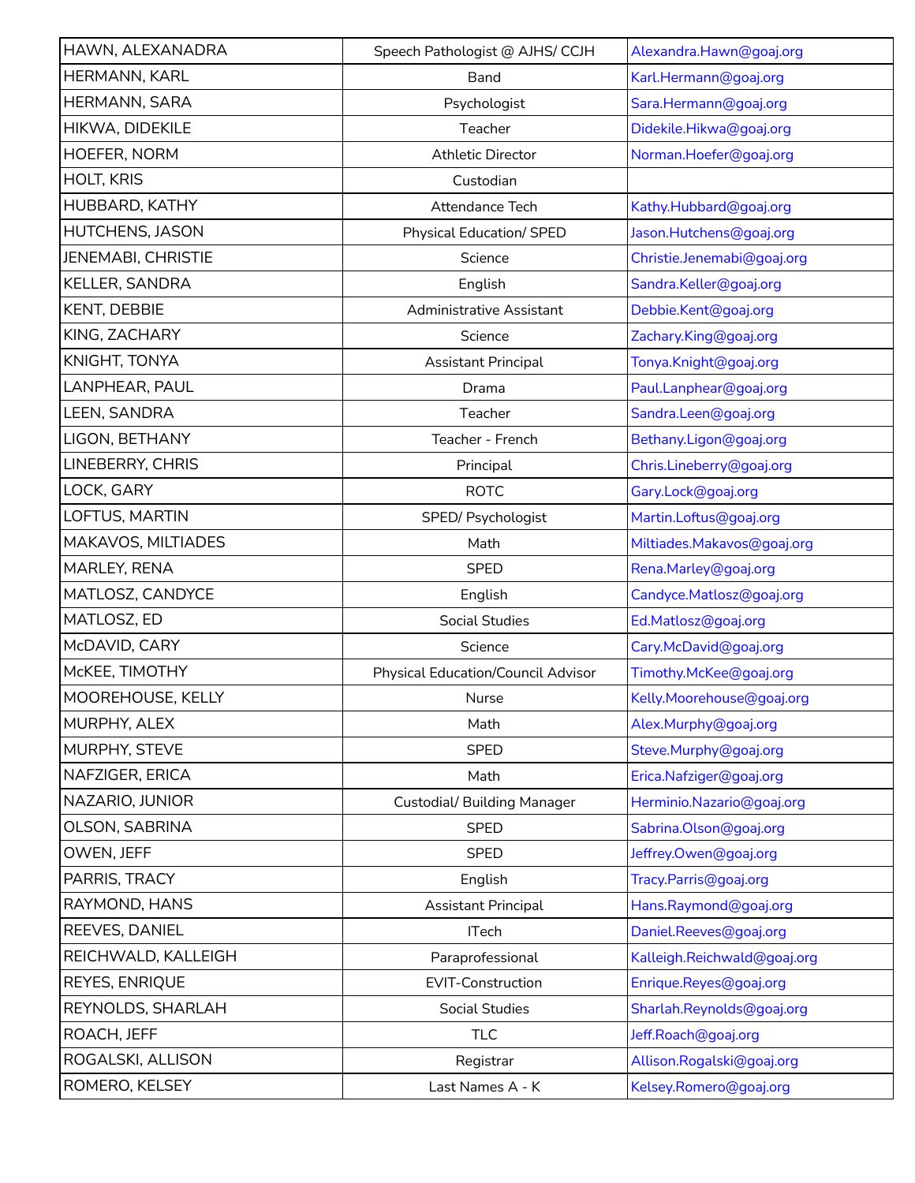| | | |
|---|---|---|
| HAWN, ALEXANADRA | Speech Pathologist @ AJHS/ CCJH | Alexandra.Hawn@goaj.org |
| HERMANN, KARL | Band | Karl.Hermann@goaj.org |
| HERMANN, SARA | Psychologist | Sara.Hermann@goaj.org |
| HIKWA, DIDEKILE | Teacher | Didekile.Hikwa@goaj.org |
| HOEFER, NORM | Athletic Director | Norman.Hoefer@goaj.org |
| HOLT, KRIS | Custodian | |
| HUBBARD, KATHY | Attendance Tech | Kathy.Hubbard@goaj.org |
| HUTCHENS, JASON | Physical Education/ SPED | Jason.Hutchens@goaj.org |
| JENEMABI, CHRISTIE | Science | Christie.Jenemabi@goaj.org |
| KELLER, SANDRA | English | Sandra.Keller@goaj.org |
| KENT, DEBBIE | Administrative Assistant | Debbie.Kent@goaj.org |
| KING, ZACHARY | Science | Zachary.King@goaj.org |
| KNIGHT, TONYA | Assistant Principal | Tonya.Knight@goaj.org |
| LANPHEAR, PAUL | Drama | Paul.Lanphear@goaj.org |
| LEEN, SANDRA | Teacher | Sandra.Leen@goaj.org |
| LIGON, BETHANY | Teacher - French | Bethany.Ligon@goaj.org |
| LINEBERRY, CHRIS | Principal | Chris.Lineberry@goaj.org |
| LOCK, GARY | ROTC | Gary.Lock@goaj.org |
| LOFTUS, MARTIN | SPED/ Psychologist | Martin.Loftus@goaj.org |
| MAKAVOS, MILTIADES | Math | Miltiades.Makavos@goaj.org |
| MARLEY, RENA | SPED | Rena.Marley@goaj.org |
| MATLOSZ, CANDYCE | English | Candyce.Matlosz@goaj.org |
| MATLOSZ, ED | Social Studies | Ed.Matlosz@goaj.org |
| McDAVID, CARY | Science | Cary.McDavid@goaj.org |
| McKEE, TIMOTHY | Physical Education/Council Advisor | Timothy.McKee@goaj.org |
| MOOREHOUSE, KELLY | Nurse | Kelly.Moorehouse@goaj.org |
| MURPHY, ALEX | Math | Alex.Murphy@goaj.org |
| MURPHY, STEVE | SPED | Steve.Murphy@goaj.org |
| NAFZIGER, ERICA | Math | Erica.Nafziger@goaj.org |
| NAZARIO, JUNIOR | Custodial/ Building Manager | Herminio.Nazario@goaj.org |
| OLSON, SABRINA | SPED | Sabrina.Olson@goaj.org |
| OWEN, JEFF | SPED | Jeffrey.Owen@goaj.org |
| PARRIS, TRACY | English | Tracy.Parris@goaj.org |
| RAYMOND, HANS | Assistant Principal | Hans.Raymond@goaj.org |
| REEVES, DANIEL | ITech | Daniel.Reeves@goaj.org |
| REICHWALD, KALLEIGH | Paraprofessional | Kalleigh.Reichwald@goaj.org |
| REYES, ENRIQUE | EVIT-Construction | Enrique.Reyes@goaj.org |
| REYNOLDS, SHARLAH | Social Studies | Sharlah.Reynolds@goaj.org |
| ROACH, JEFF | TLC | Jeff.Roach@goaj.org |
| ROGALSKI, ALLISON | Registrar | Allison.Rogalski@goaj.org |
| ROMERO, KELSEY | Last Names A - K | Kelsey.Romero@goaj.org |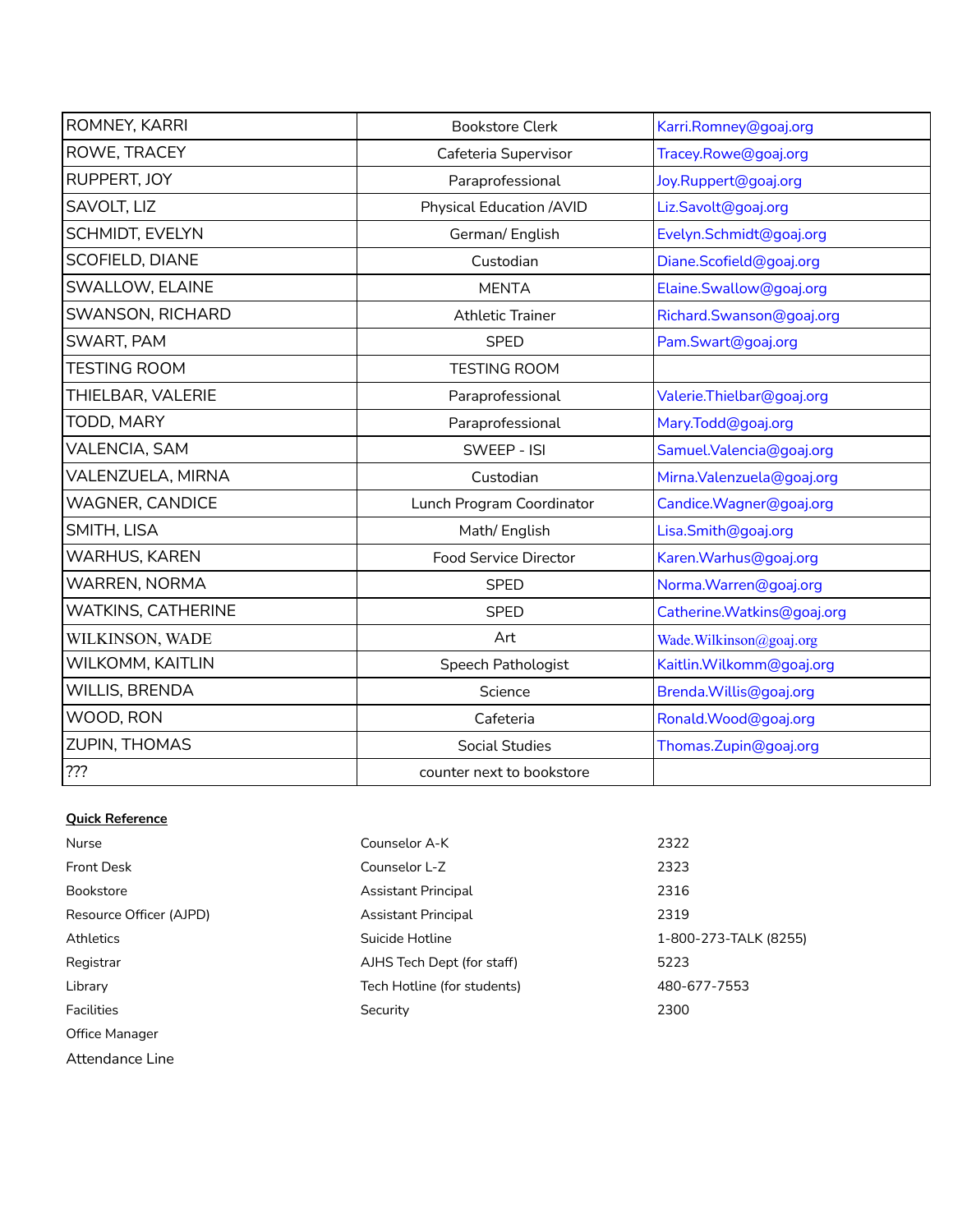| | | |
|---|---|---|
| ROMNEY, KARRI | Bookstore Clerk | Karri.Romney@goaj.org |
| ROWE, TRACEY | Cafeteria Supervisor | Tracey.Rowe@goaj.org |
| RUPPERT, JOY | Paraprofessional | Joy.Ruppert@goaj.org |
| SAVOLT, LIZ | Physical Education /AVID | Liz.Savolt@goaj.org |
| SCHMIDT, EVELYN | German/ English | Evelyn.Schmidt@goaj.org |
| SCOFIELD, DIANE | Custodian | Diane.Scofield@goaj.org |
| SWALLOW, ELAINE | MENTA | Elaine.Swallow@goaj.org |
| SWANSON, RICHARD | Athletic Trainer | Richard.Swanson@goaj.org |
| SWART, PAM | SPED | Pam.Swart@goaj.org |
| TESTING ROOM | TESTING ROOM | |
| THIELBAR, VALERIE | Paraprofessional | Valerie.Thielbar@goaj.org |
| TODD, MARY | Paraprofessional | Mary.Todd@goaj.org |
| VALENCIA, SAM | SWEEP - ISI | Samuel.Valencia@goaj.org |
| VALENZUELA, MIRNA | Custodian | Mirna.Valenzuela@goaj.org |
| WAGNER, CANDICE | Lunch Program Coordinator | Candice.Wagner@goaj.org |
| SMITH, LISA | Math/ English | Lisa.Smith@goaj.org |
| WARHUS, KAREN | Food Service Director | Karen.Warhus@goaj.org |
| WARREN, NORMA | SPED | Norma.Warren@goaj.org |
| WATKINS, CATHERINE | SPED | Catherine.Watkins@goaj.org |
| WILKINSON, WADE | Art | Wade.Wilkinson@goaj.org |
| WILKOMM, KAITLIN | Speech Pathologist | Kaitlin.Wilkomm@goaj.org |
| WILLIS, BRENDA | Science | Brenda.Willis@goaj.org |
| WOOD, RON | Cafeteria | Ronald.Wood@goaj.org |
| ZUPIN, THOMAS | Social Studies | Thomas.Zupin@goaj.org |
| ??? | counter next to bookstore | |

**Quick Reference**

| | | |
|---|---|---|
| Nurse | Counselor A-K | 2322 |
| Front Desk | Counselor L-Z | 2323 |
| Bookstore | Assistant Principal | 2316 |
| Resource Officer (AJPD) | Assistant Principal | 2319 |
| Athletics | Suicide Hotline | 1-800-273-TALK (8255) |
| Registrar | AJHS Tech Dept (for staff) | 5223 |
| Library | Tech Hotline (for students) | 480-677-7553 |
| Facilities | Security | 2300 |
| Office Manager | | |
| Attendance Line | | |